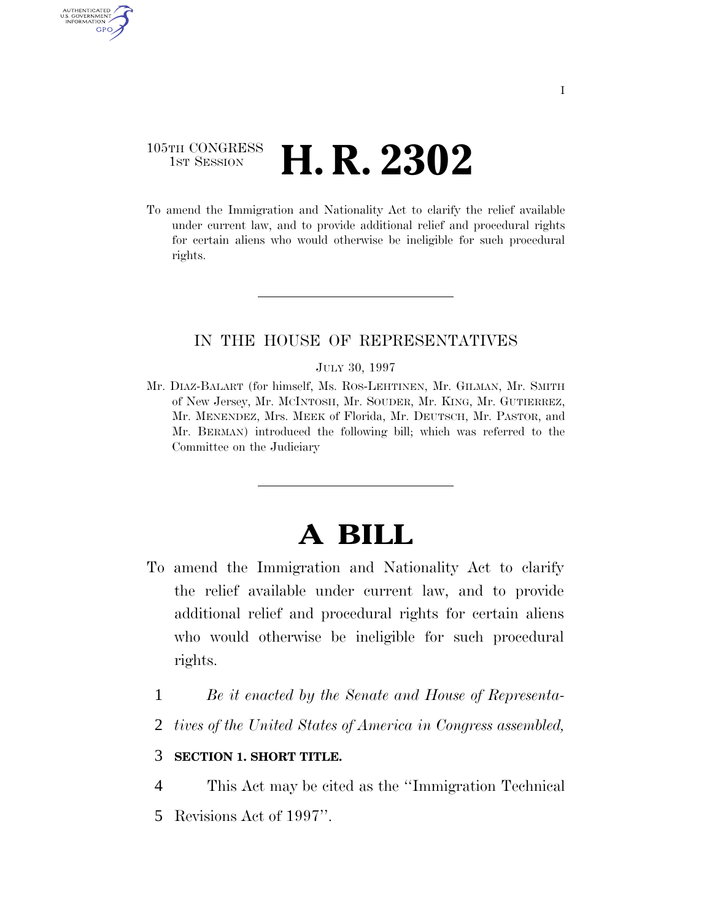105TH CONGRESS
1ST SESSION

# H. R. 2302

To amend the Immigration and Nationality Act to clarify the relief available under current law, and to provide additional relief and procedural rights for certain aliens who would otherwise be ineligible for such procedural rights.

---

IN THE HOUSE OF REPRESENTATIVES

JULY 30, 1997

Mr. DIAZ-BALART (for himself, Ms. ROS-LEHTINEN, Mr. GILMAN, Mr. SMITH of New Jersey, Mr. MCINTOSH, Mr. SOUDER, Mr. KING, Mr. GUTIERREZ, Mr. MENENDEZ, Mrs. MEEK of Florida, Mr. DEUTSCH, Mr. PASTOR, and Mr. BERMAN) introduced the following bill; which was referred to the Committee on the Judiciary

---

# A BILL

To amend the Immigration and Nationality Act to clarify the relief available under current law, and to provide additional relief and procedural rights for certain aliens who would otherwise be ineligible for such procedural rights.

1 *Be it enacted by the Senate and House of Representa-*
2 *tives of the United States of America in Congress assembled,*

3 **SECTION 1. SHORT TITLE.**

4 This Act may be cited as the ''Immigration Technical
5 Revisions Act of 1997''.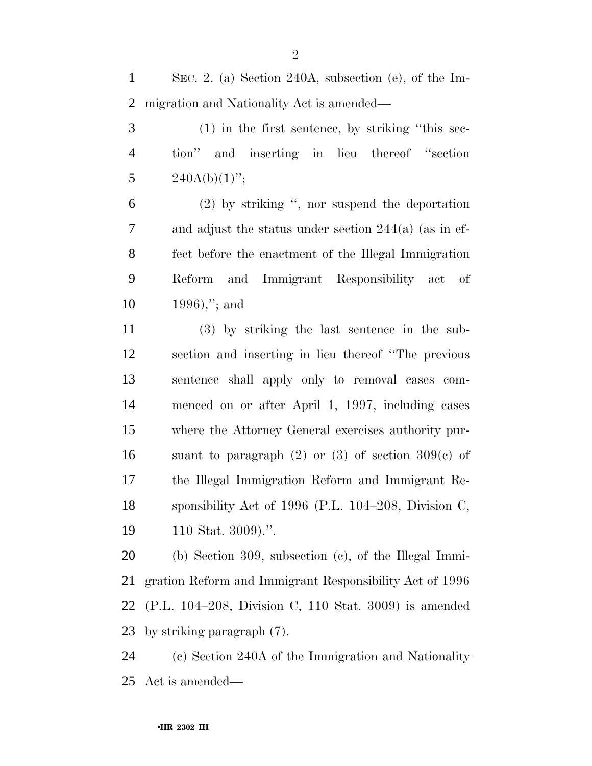SEC. 2. (a) Section 240A, subsection (e), of the Immigration and Nationality Act is amended—

(1) in the first sentence, by striking ''this section'' and inserting in lieu thereof ''section 240A(b)(1)'';

(2) by striking '', nor suspend the deportation and adjust the status under section 244(a) (as in effect before the enactment of the Illegal Immigration Reform and Immigrant Responsibility act of 1996),''; and

(3) by striking the last sentence in the subsection and inserting in lieu thereof ''The previous sentence shall apply only to removal cases commenced on or after April 1, 1997, including cases where the Attorney General exercises authority pursuant to paragraph (2) or (3) of section 309(c) of the Illegal Immigration Reform and Immigrant Responsibility Act of 1996 (P.L. 104–208, Division C, 110 Stat. 3009).''.

(b) Section 309, subsection (c), of the Illegal Immigration Reform and Immigrant Responsibility Act of 1996 (P.L. 104–208, Division C, 110 Stat. 3009) is amended by striking paragraph (7).

(c) Section 240A of the Immigration and Nationality Act is amended—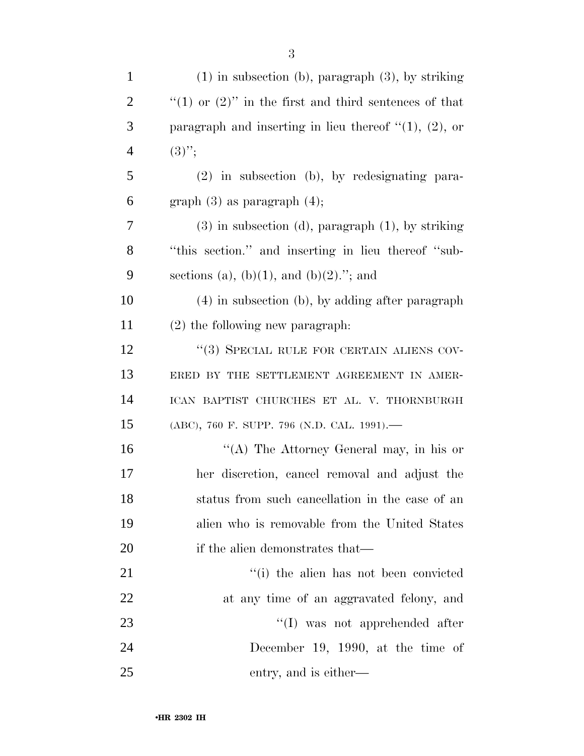(1) in subsection (b), paragraph (3), by striking "(1) or (2)" in the first and third sentences of that paragraph and inserting in lieu thereof "(1), (2), or (3)";

(2) in subsection (b), by redesignating paragraph (3) as paragraph (4);

(3) in subsection (d), paragraph (1), by striking "this section." and inserting in lieu thereof "subsections (a), (b)(1), and (b)(2)."; and

(4) in subsection (b), by adding after paragraph (2) the following new paragraph:

"(3) SPECIAL RULE FOR CERTAIN ALIENS COVERED BY THE SETTLEMENT AGREEMENT IN AMERICAN BAPTIST CHURCHES ET AL. V. THORNBURGH (ABC), 760 F. SUPP. 796 (N.D. CAL. 1991).—

"(A) The Attorney General may, in his or her discretion, cancel removal and adjust the status from such cancellation in the case of an alien who is removable from the United States if the alien demonstrates that—

"(i) the alien has not been convicted at any time of an aggravated felony, and

"(I) was not apprehended after December 19, 1990, at the time of entry, and is either—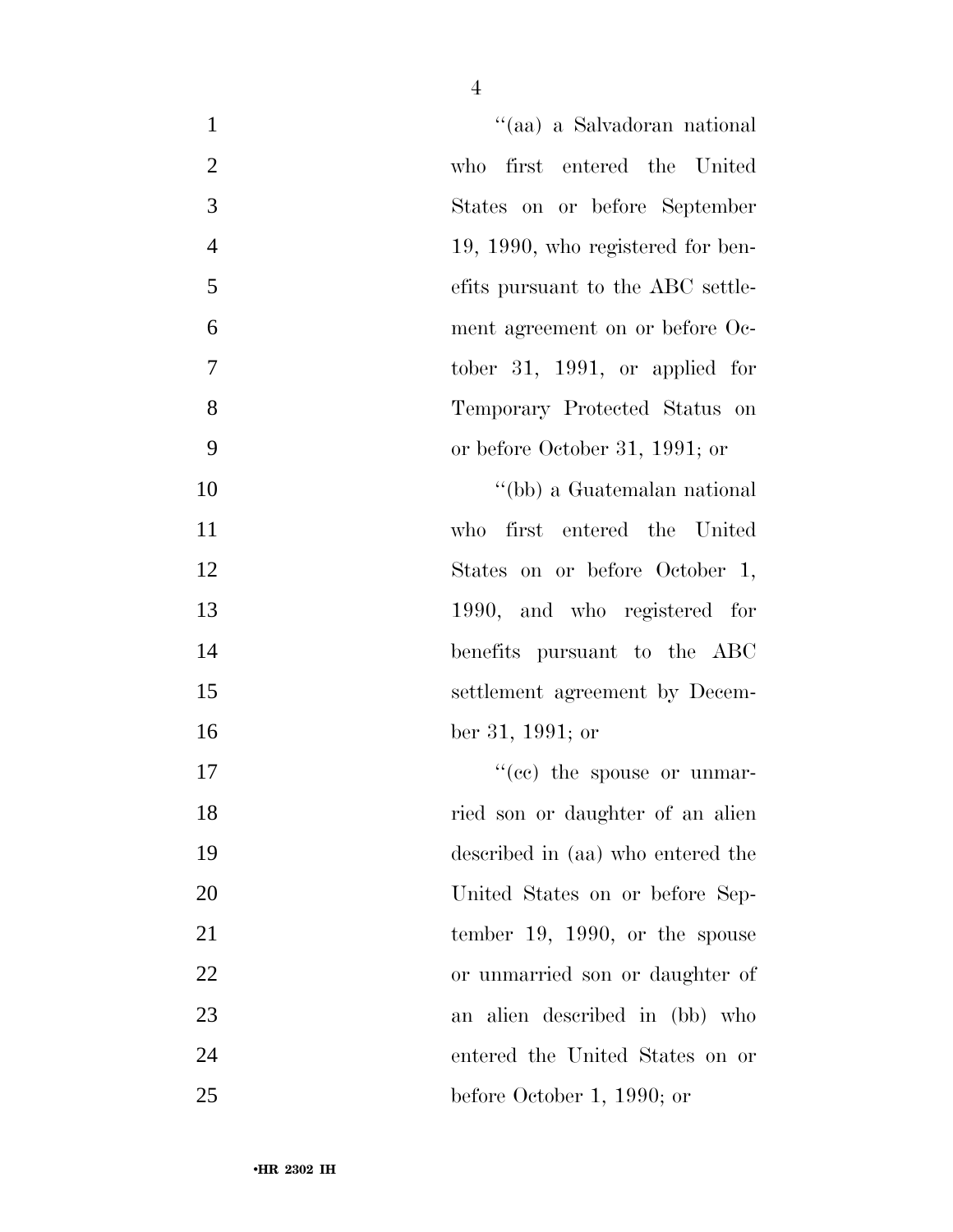''(aa) a Salvadoran national who first entered the United States on or before September 19, 1990, who registered for benefits pursuant to the ABC settlement agreement on or before October 31, 1991, or applied for Temporary Protected Status on or before October 31, 1991; or

''(bb) a Guatemalan national who first entered the United States on or before October 1, 1990, and who registered for benefits pursuant to the ABC settlement agreement by December 31, 1991; or

''(cc) the spouse or unmarried son or daughter of an alien described in (aa) who entered the United States on or before September 19, 1990, or the spouse or unmarried son or daughter of an alien described in (bb) who entered the United States on or before October 1, 1990; or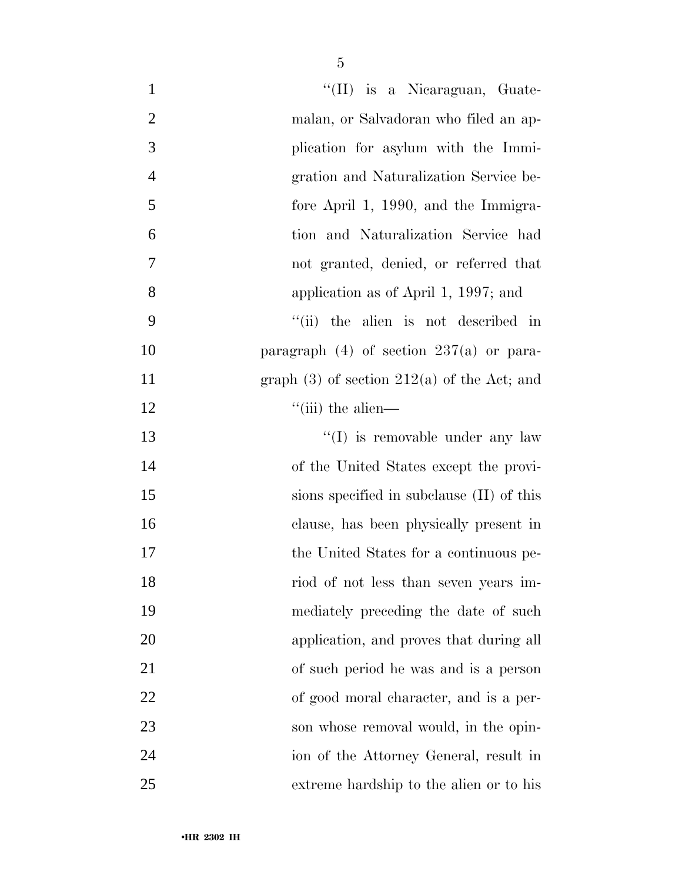"(II) is a Nicaraguan, Guatemalan, or Salvadoran who filed an application for asylum with the Immigration and Naturalization Service before April 1, 1990, and the Immigration and Naturalization Service had not granted, denied, or referred that application as of April 1, 1997; and

"(ii) the alien is not described in paragraph (4) of section 237(a) or paragraph (3) of section 212(a) of the Act; and

"(iii) the alien—

"(I) is removable under any law of the United States except the provisions specified in subclause (II) of this clause, has been physically present in the United States for a continuous period of not less than seven years immediately preceding the date of such application, and proves that during all of such period he was and is a person of good moral character, and is a person whose removal would, in the opinion of the Attorney General, result in extreme hardship to the alien or to his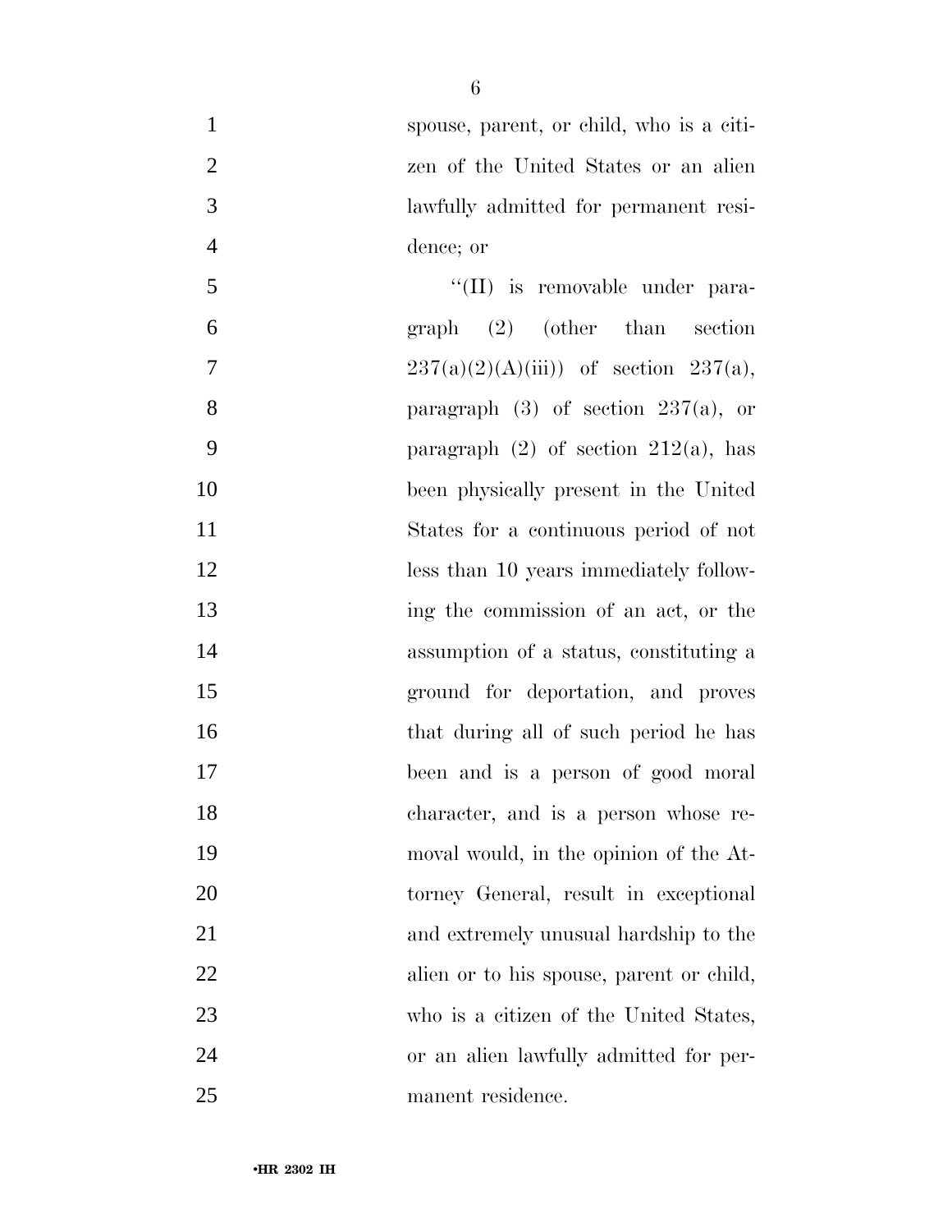spouse, parent, or child, who is a citizen of the United States or an alien lawfully admitted for permanent residence; or

''(II) is removable under paragraph (2) (other than section 237(a)(2)(A)(iii)) of section 237(a), paragraph (3) of section 237(a), or paragraph (2) of section 212(a), has been physically present in the United States for a continuous period of not less than 10 years immediately following the commission of an act, or the assumption of a status, constituting a ground for deportation, and proves that during all of such period he has been and is a person of good moral character, and is a person whose removal would, in the opinion of the Attorney General, result in exceptional and extremely unusual hardship to the alien or to his spouse, parent or child, who is a citizen of the United States, or an alien lawfully admitted for permanent residence.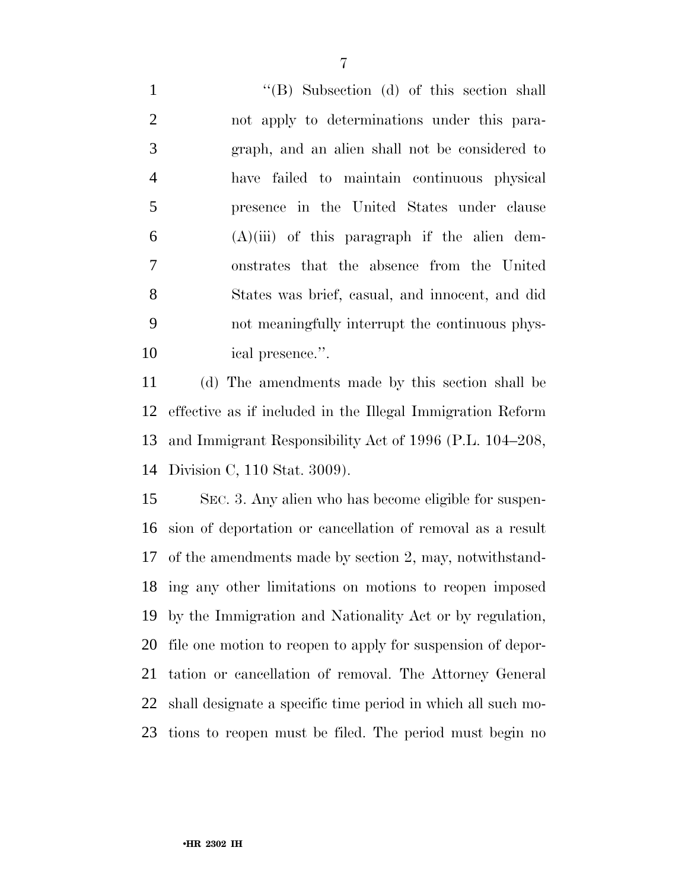"(B) Subsection (d) of this section shall not apply to determinations under this paragraph, and an alien shall not be considered to have failed to maintain continuous physical presence in the United States under clause (A)(iii) of this paragraph if the alien demonstrates that the absence from the United States was brief, casual, and innocent, and did not meaningfully interrupt the continuous physical presence.".

(d) The amendments made by this section shall be effective as if included in the Illegal Immigration Reform and Immigrant Responsibility Act of 1996 (P.L. 104–208, Division C, 110 Stat. 3009).

SEC. 3. Any alien who has become eligible for suspension of deportation or cancellation of removal as a result of the amendments made by section 2, may, notwithstanding any other limitations on motions to reopen imposed by the Immigration and Nationality Act or by regulation, file one motion to reopen to apply for suspension of deportation or cancellation of removal. The Attorney General shall designate a specific time period in which all such motions to reopen must be filed. The period must begin no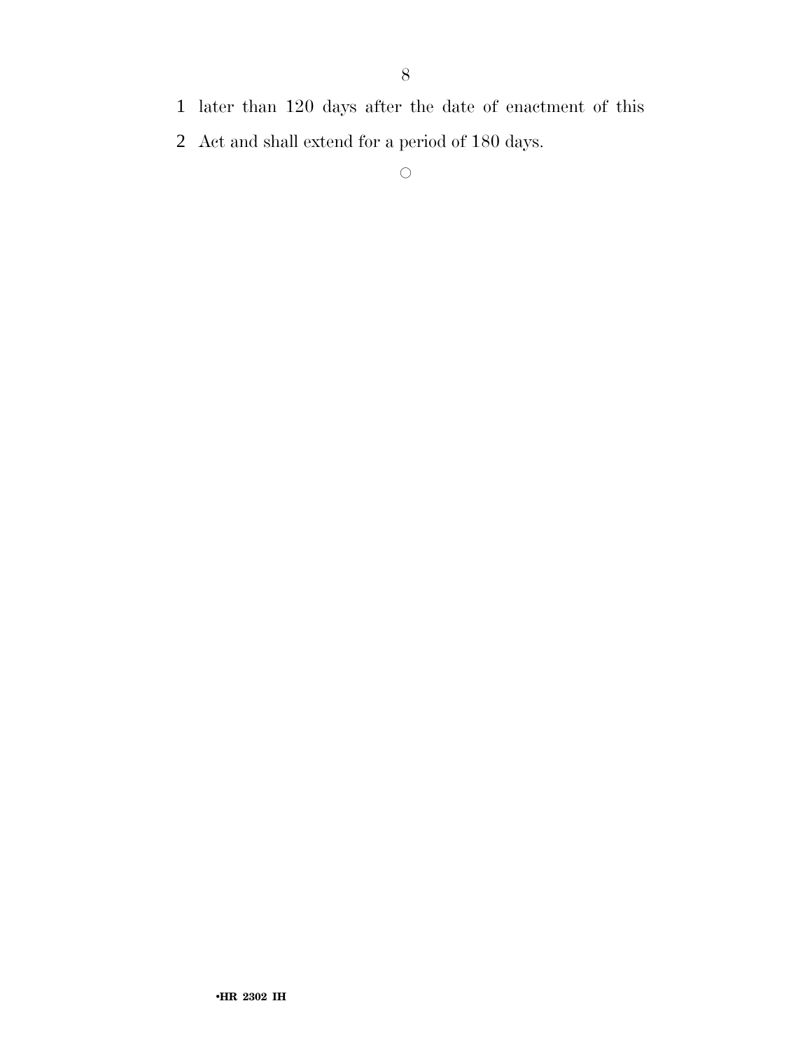later than 120 days after the date of enactment of this Act and shall extend for a period of 180 days.